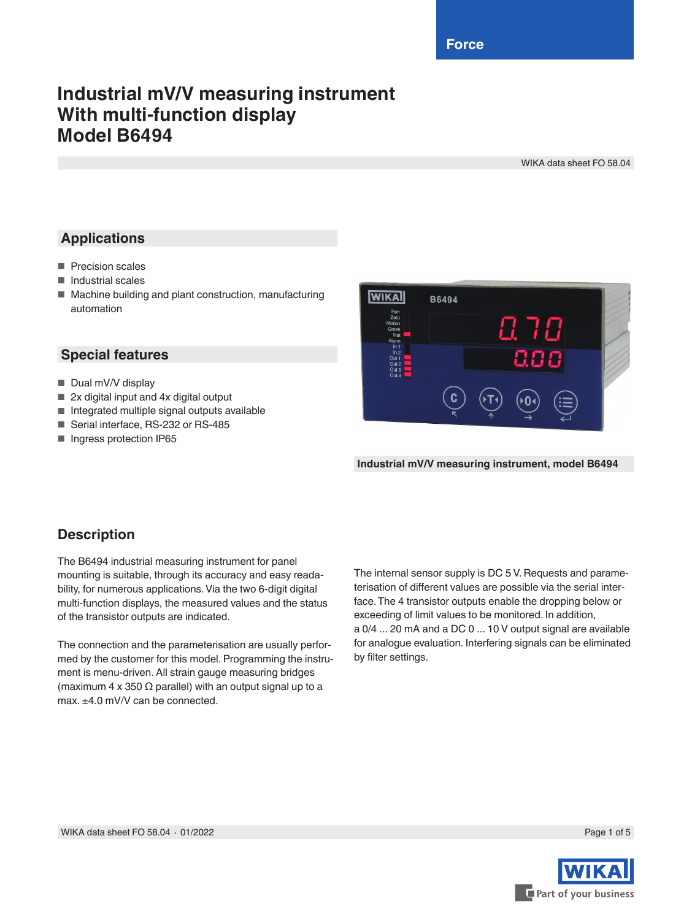Force

# Industrial mV/V measuring instrument With multi-function display Model B6494

WIKA data sheet FO 58.04

## Applications

- Precision scales
- Industrial scales
- Machine building and plant construction, manufacturing automation

## Special features

- Dual mV/V display
- 2x digital input and 4x digital output
- Integrated multiple signal outputs available
- Serial interface, RS-232 or RS-485
- Ingress protection IP65

**Industrial mV/V measuring instrument, model B6494**

## Description

The B6494 industrial measuring instrument for panel mounting is suitable, through its accuracy and easy readability, for numerous applications. Via the two 6-digit digital multi-function displays, the measured values and the status of the transistor outputs are indicated.

The connection and the parameterisation are usually performed by the customer for this model. Programming the instrument is menu-driven. All strain gauge measuring bridges (maximum 4 x 350 Ω parallel) with an output signal up to a max. ±4.0 mV/V can be connected.

The internal sensor supply is DC 5 V. Requests and parameterisation of different values are possible via the serial interface. The 4 transistor outputs enable the dropping below or exceeding of limit values to be monitored. In addition, a 0/4 ... 20 mA and a DC 0 ... 10 V output signal are available for analogue evaluation. Interfering signals can be eliminated by filter settings.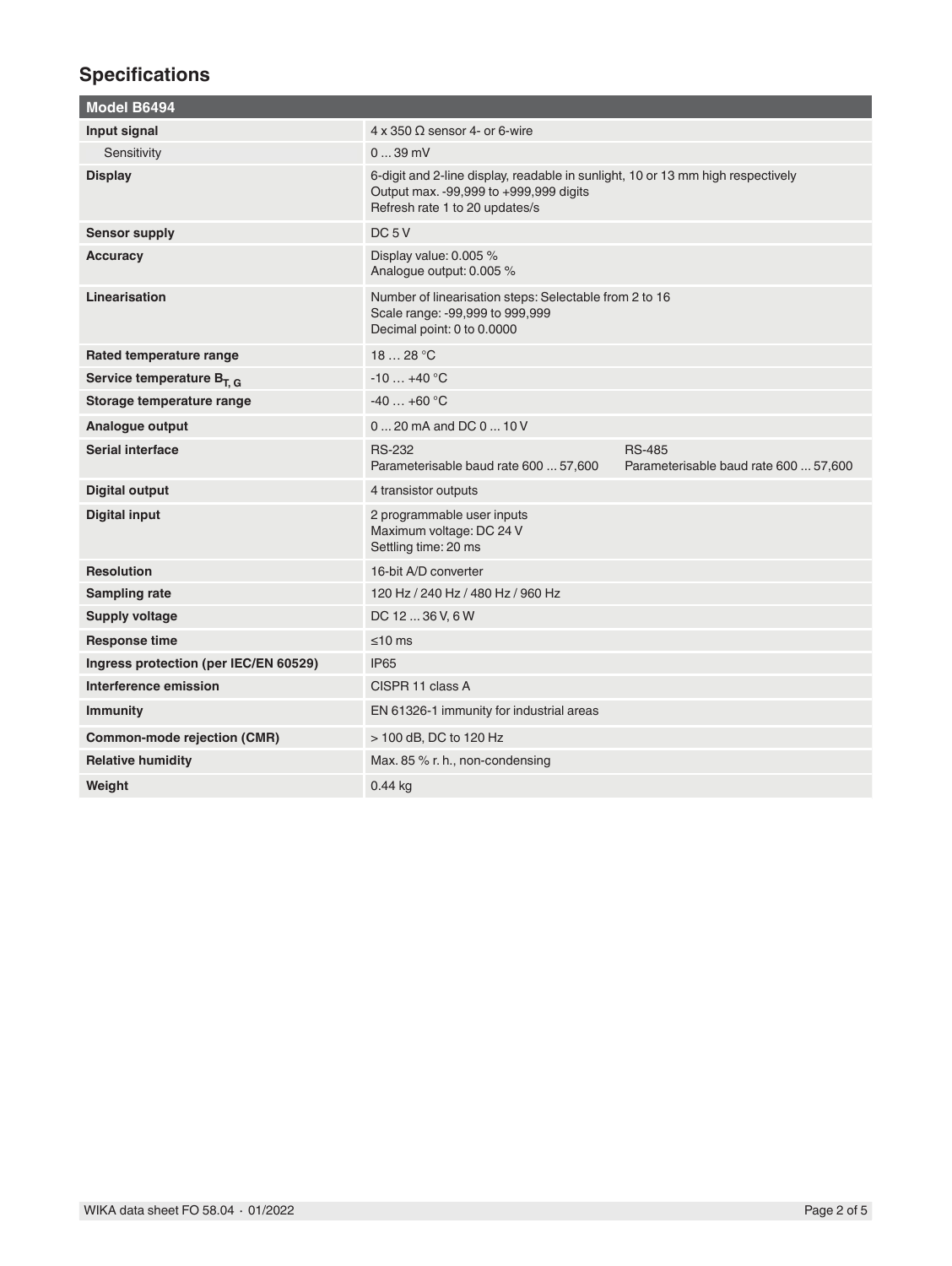## Specifications

| Model B6494 | |
|---|---|
| **Input signal** | 4 x 350 Ω sensor 4- or 6-wire |
| Sensitivity | 0 ... 39 mV |
| **Display** | 6-digit and 2-line display, readable in sunlight, 10 or 13 mm high respectively<br>Output max. -99,999 to +999,999 digits<br>Refresh rate 1 to 20 updates/s |
| **Sensor supply** | DC 5 V |
| **Accuracy** | Display value: 0.005 %<br>Analogue output: 0.005 % |
| **Linearisation** | Number of linearisation steps: Selectable from 2 to 16<br>Scale range: -99,999 to 999,999<br>Decimal point: 0 to 0.0000 |
| **Rated temperature range** | 18 … 28 °C |
| **Service temperature $B_{T, G}$** | -10 … +40 °C |
| **Storage temperature range** | -40 … +60 °C |
| **Analogue output** | 0 ... 20 mA and DC 0 ... 10 V |
| **Serial interface** | RS-232<br>Parameterisable baud rate 600 ... 57,600<br>RS-485<br>Parameterisable baud rate 600 ... 57,600 |
| **Digital output** | 4 transistor outputs |
| **Digital input** | 2 programmable user inputs<br>Maximum voltage: DC 24 V<br>Settling time: 20 ms |
| **Resolution** | 16-bit A/D converter |
| **Sampling rate** | 120 Hz / 240 Hz / 480 Hz / 960 Hz |
| **Supply voltage** | DC 12 ... 36 V, 6 W |
| **Response time** | ≤10 ms |
| **Ingress protection (per IEC/EN 60529)** | IP65 |
| **Interference emission** | CISPR 11 class A |
| **Immunity** | EN 61326-1 immunity for industrial areas |
| **Common-mode rejection (CMR)** | > 100 dB, DC to 120 Hz |
| **Relative humidity** | Max. 85 % r. h., non-condensing |
| **Weight** | 0.44 kg |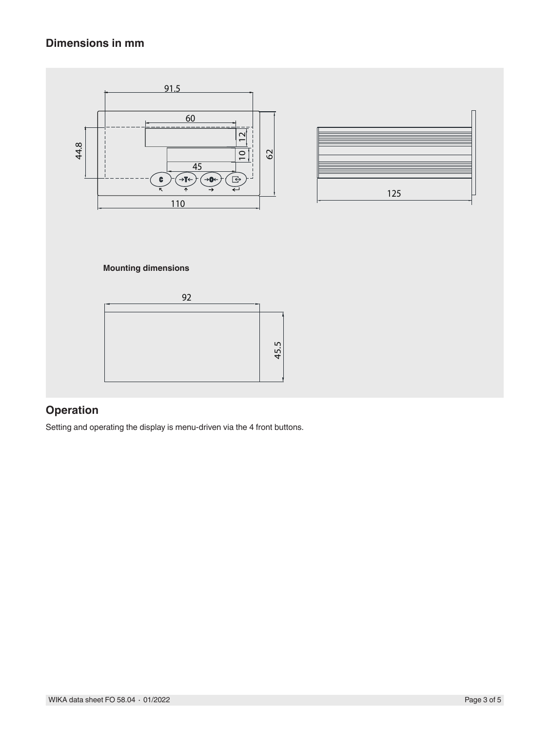## Dimensions in mm

91.5

60

12

10

45

44.8

62

110

125

**Mounting dimensions**

92

45.5

## Operation

Setting and operating the display is menu-driven via the 4 front buttons.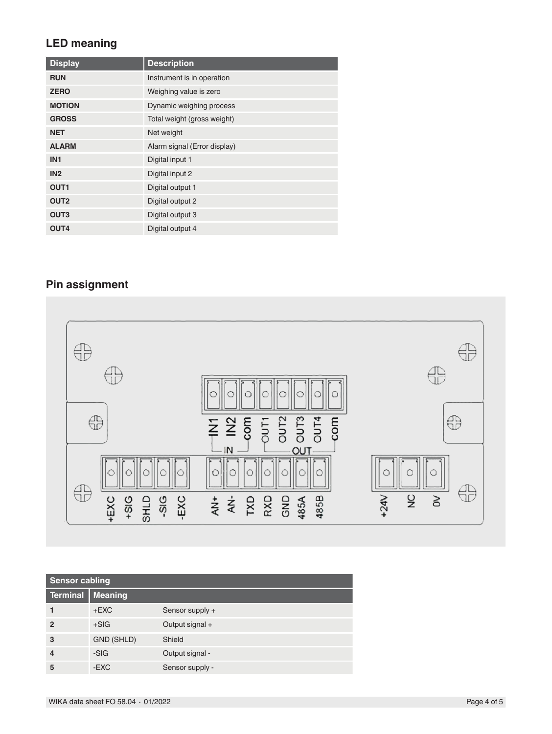## LED meaning

| Display | Description |
|---|---|
| **RUN** | Instrument is in operation |
| **ZERO** | Weighing value is zero |
| **MOTION** | Dynamic weighing process |
| **GROSS** | Total weight (gross weight) |
| **NET** | Net weight |
| **ALARM** | Alarm signal (Error display) |
| **IN1** | Digital input 1 |
| **IN2** | Digital input 2 |
| **OUT1** | Digital output 1 |
| **OUT2** | Digital output 2 |
| **OUT3** | Digital output 3 |
| **OUT4** | Digital output 4 |

## Pin assignment

IN1 IN2 com OUT1 OUT2 OUT3 OUT4 com

IN — OUT

+EXC +SIG SHLD -SIG -EXC AN+ AN- TXD RXD GND 485A 485B +24V NC 0V

| Sensor cabling | | |
|---|---|---|
| **Terminal** | **Meaning** | |
| **1** | +EXC | Sensor supply + |
| **2** | +SIG | Output signal + |
| **3** | GND (SHLD) | Shield |
| **4** | -SIG | Output signal - |
| **5** | -EXC | Sensor supply - |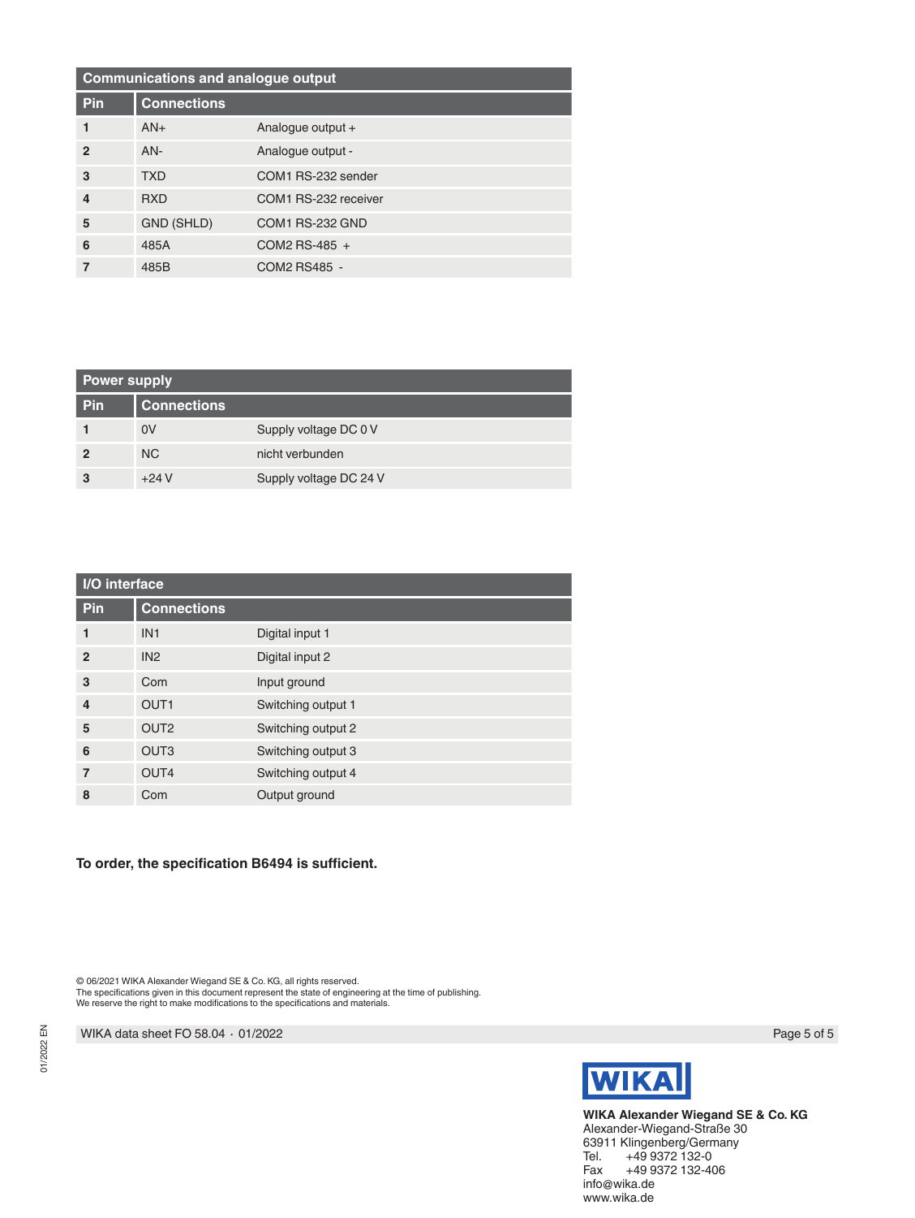| Communications and analogue output | | |
|---|---|---|
| **Pin** | **Connections** | |
| 1 | AN+ | Analogue output + |
| 2 | AN- | Analogue output - |
| 3 | TXD | COM1 RS-232 sender |
| 4 | RXD | COM1 RS-232 receiver |
| 5 | GND (SHLD) | COM1 RS-232 GND |
| 6 | 485A | COM2 RS-485 + |
| 7 | 485B | COM2 RS485 - |

| Power supply | | |
|---|---|---|
| **Pin** | **Connections** | |
| 1 | 0V | Supply voltage DC 0 V |
| 2 | NC | nicht verbunden |
| 3 | +24 V | Supply voltage DC 24 V |

| I/O interface | | |
|---|---|---|
| **Pin** | **Connections** | |
| 1 | IN1 | Digital input 1 |
| 2 | IN2 | Digital input 2 |
| 3 | Com | Input ground |
| 4 | OUT1 | Switching output 1 |
| 5 | OUT2 | Switching output 2 |
| 6 | OUT3 | Switching output 3 |
| 7 | OUT4 | Switching output 4 |
| 8 | Com | Output ground |

**To order, the specification B6494 is sufficient.**

© 06/2021 WIKA Alexander Wiegand SE & Co. KG, all rights reserved.
The specifications given in this document represent the state of engineering at the time of publishing.
We reserve the right to make modifications to the specifications and materials.

WIKA data sheet FO 58.04 · 01/2022

**WIKA Alexander Wiegand SE & Co. KG**
Alexander-Wiegand-Straße 30
63911 Klingenberg/Germany
Tel. +49 9372 132-0
Fax +49 9372 132-406
info@wika.de
www.wika.de